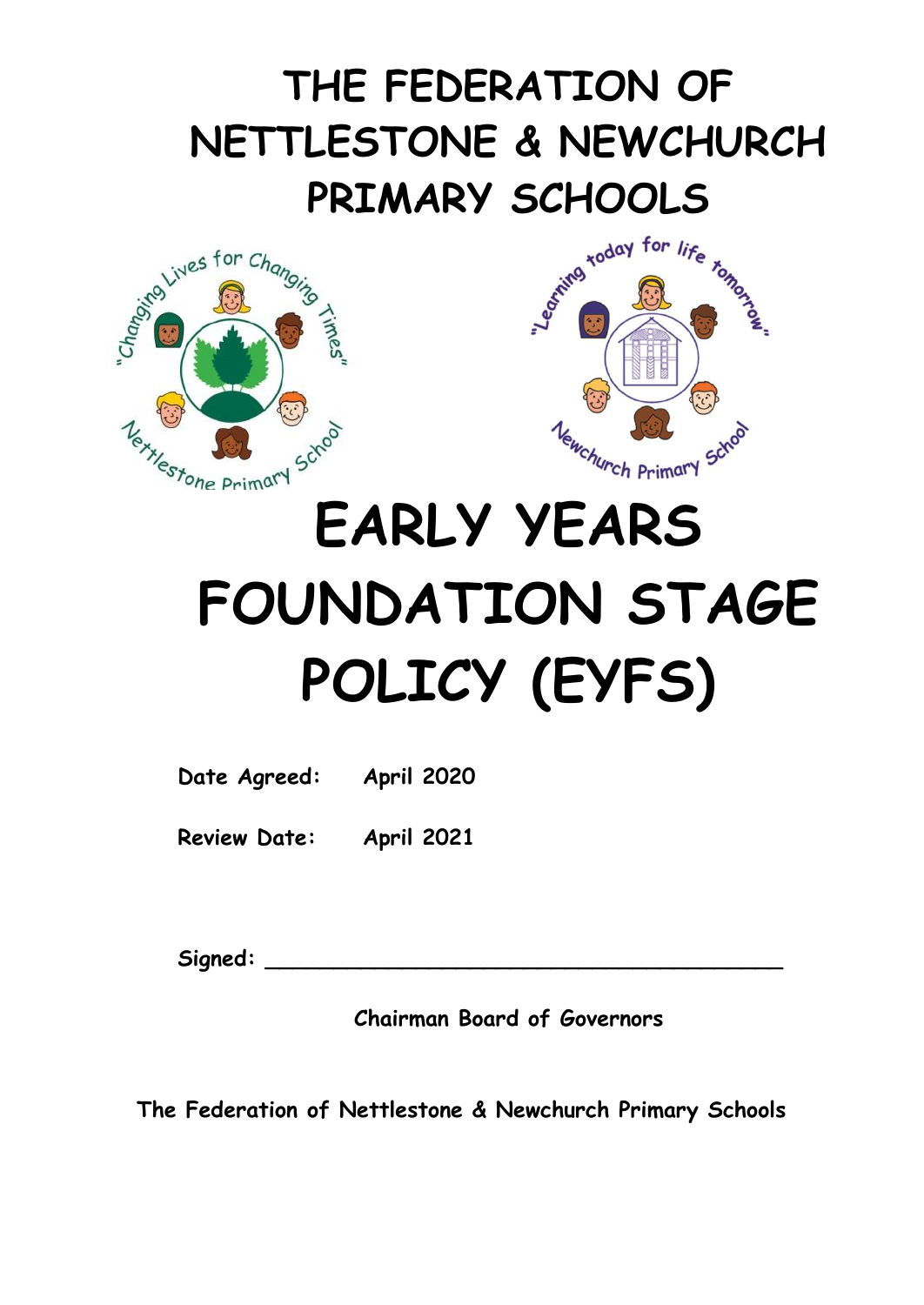# THE FEDERATION OF NETTLESTONE & NEWCHURCH PRIMARY SCHOOLS

"Changing Lives for Changing Times"

Nettlestone Primary School

"Learning today for life tomorrow"

Newchurch Primary School

# EARLY YEARS FOUNDATION STAGE POLICY (EYFS)

**Date Agreed:** April 2020

**Review Date:** April 2021

**Signed:** ______________________________________

Chairman Board of Governors

The Federation of Nettlestone & Newchurch Primary Schools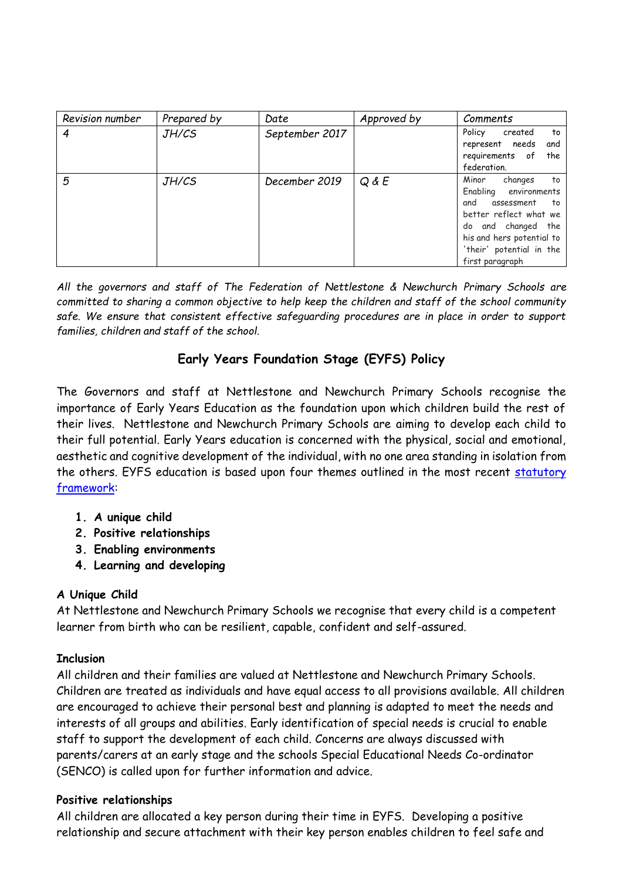| *Revision number* | *Prepared by* | *Date* | *Approved by* | *Comments* |
|---|---|---|---|---|
| *4* | *JH/CS* | *September 2017* | | Policy created to represent needs and requirements of the federation. |
| *5* | *JH/CS* | *December 2019* | *Q & E* | Minor changes to Enabling environments and assessment to better reflect what we do and changed the his and hers potential to 'their' potential in the first paragraph |

*All the governors and staff of The Federation of Nettlestone & Newchurch Primary Schools are committed to sharing a common objective to help keep the children and staff of the school community safe. We ensure that consistent effective safeguarding procedures are in place in order to support families, children and staff of the school.*

## Early Years Foundation Stage (EYFS) Policy

The Governors and staff at Nettlestone and Newchurch Primary Schools recognise the importance of Early Years Education as the foundation upon which children build the rest of their lives. Nettlestone and Newchurch Primary Schools are aiming to develop each child to their full potential. Early Years education is concerned with the physical, social and emotional, aesthetic and cognitive development of the individual, with no one area standing in isolation from the others. EYFS education is based upon four themes outlined in the most recent statutory framework:

1. **A unique child**
2. **Positive relationships**
3. **Enabling environments**
4. **Learning and developing**

**A Unique Child**
At Nettlestone and Newchurch Primary Schools we recognise that every child is a competent learner from birth who can be resilient, capable, confident and self-assured.

**Inclusion**
All children and their families are valued at Nettlestone and Newchurch Primary Schools. Children are treated as individuals and have equal access to all provisions available. All children are encouraged to achieve their personal best and planning is adapted to meet the needs and interests of all groups and abilities. Early identification of special needs is crucial to enable staff to support the development of each child. Concerns are always discussed with parents/carers at an early stage and the schools Special Educational Needs Co-ordinator (SENCO) is called upon for further information and advice.

**Positive relationships**
All children are allocated a key person during their time in EYFS. Developing a positive relationship and secure attachment with their key person enables children to feel safe and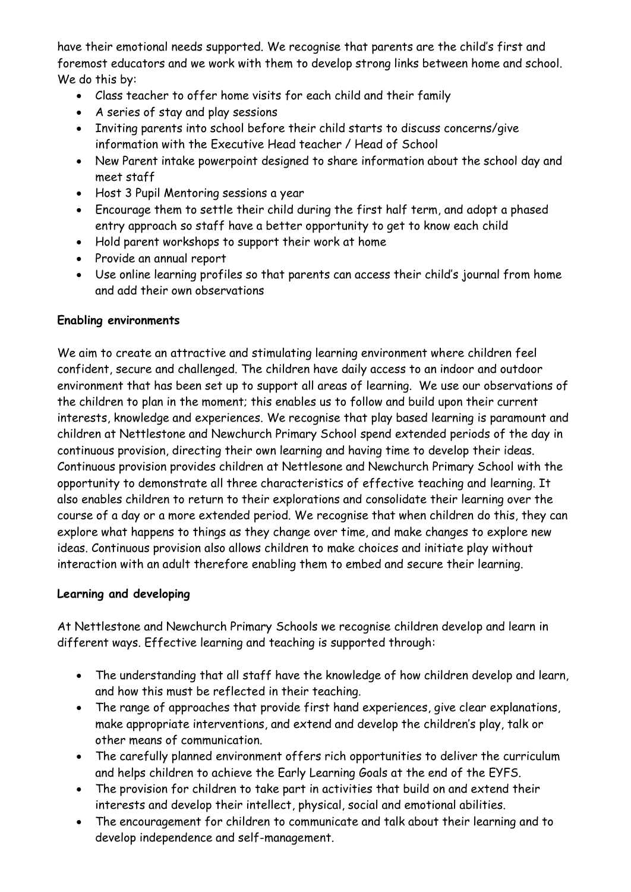have their emotional needs supported. We recognise that parents are the child's first and foremost educators and we work with them to develop strong links between home and school. We do this by:

- Class teacher to offer home visits for each child and their family
- A series of stay and play sessions
- Inviting parents into school before their child starts to discuss concerns/give information with the Executive Head teacher / Head of School
- New Parent intake powerpoint designed to share information about the school day and meet staff
- Host 3 Pupil Mentoring sessions a year
- Encourage them to settle their child during the first half term, and adopt a phased entry approach so staff have a better opportunity to get to know each child
- Hold parent workshops to support their work at home
- Provide an annual report
- Use online learning profiles so that parents can access their child's journal from home and add their own observations

**Enabling environments**

We aim to create an attractive and stimulating learning environment where children feel confident, secure and challenged. The children have daily access to an indoor and outdoor environment that has been set up to support all areas of learning. We use our observations of the children to plan in the moment; this enables us to follow and build upon their current interests, knowledge and experiences. We recognise that play based learning is paramount and children at Nettlestone and Newchurch Primary School spend extended periods of the day in continuous provision, directing their own learning and having time to develop their ideas. Continuous provision provides children at Nettlesone and Newchurch Primary School with the opportunity to demonstrate all three characteristics of effective teaching and learning. It also enables children to return to their explorations and consolidate their learning over the course of a day or a more extended period. We recognise that when children do this, they can explore what happens to things as they change over time, and make changes to explore new ideas. Continuous provision also allows children to make choices and initiate play without interaction with an adult therefore enabling them to embed and secure their learning.

**Learning and developing**

At Nettlestone and Newchurch Primary Schools we recognise children develop and learn in different ways. Effective learning and teaching is supported through:

- The understanding that all staff have the knowledge of how children develop and learn, and how this must be reflected in their teaching.
- The range of approaches that provide first hand experiences, give clear explanations, make appropriate interventions, and extend and develop the children's play, talk or other means of communication.
- The carefully planned environment offers rich opportunities to deliver the curriculum and helps children to achieve the Early Learning Goals at the end of the EYFS.
- The provision for children to take part in activities that build on and extend their interests and develop their intellect, physical, social and emotional abilities.
- The encouragement for children to communicate and talk about their learning and to develop independence and self-management.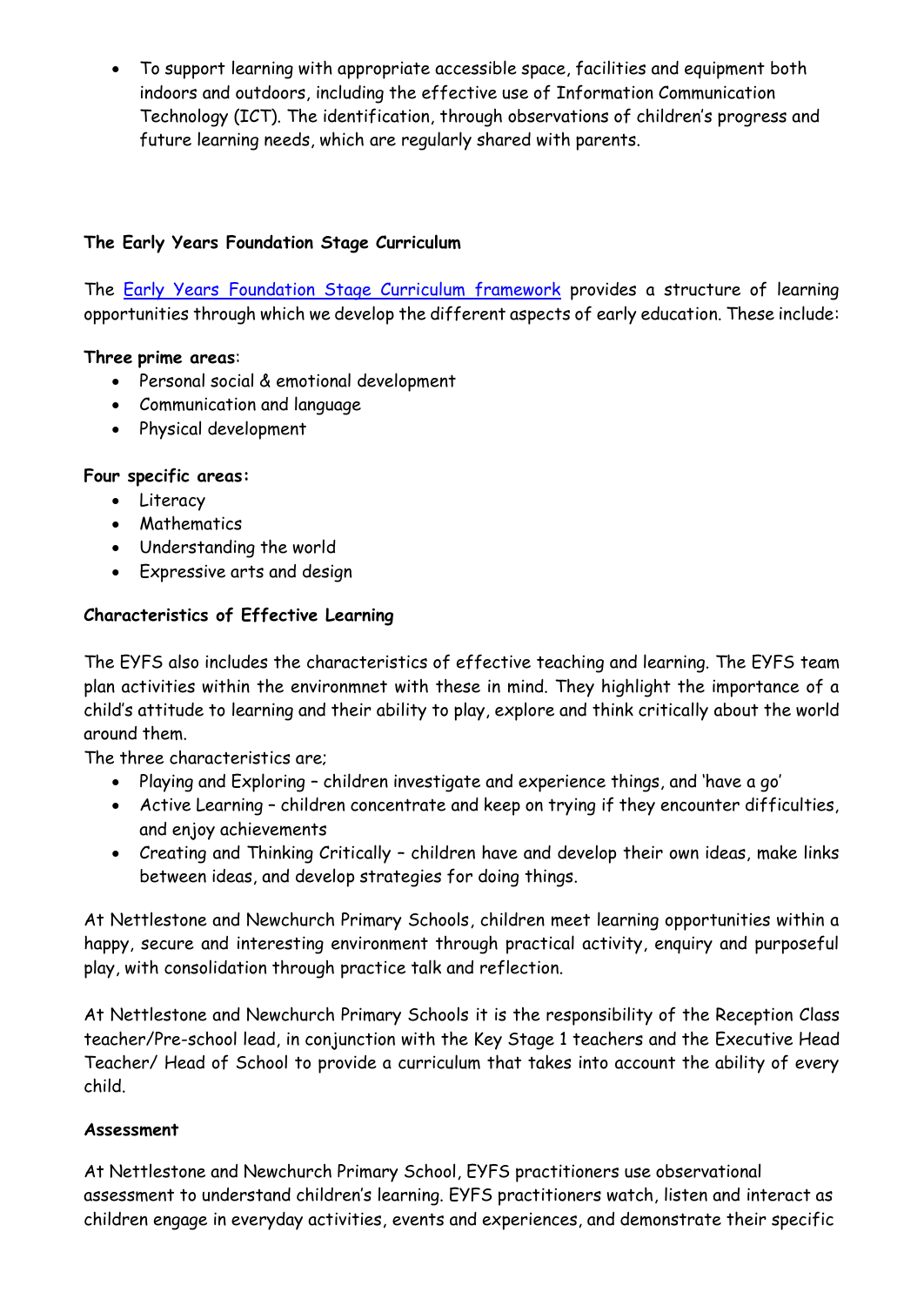- To support learning with appropriate accessible space, facilities and equipment both indoors and outdoors, including the effective use of Information Communication Technology (ICT). The identification, through observations of children's progress and future learning needs, which are regularly shared with parents.

**The Early Years Foundation Stage Curriculum**

The [Early Years Foundation Stage Curriculum framework]() provides a structure of learning opportunities through which we develop the different aspects of early education. These include:

**Three prime areas**:

- Personal social & emotional development
- Communication and language
- Physical development

**Four specific areas:**

- Literacy
- Mathematics
- Understanding the world
- Expressive arts and design

**Characteristics of Effective Learning**

The EYFS also includes the characteristics of effective teaching and learning. The EYFS team plan activities within the environmnet with these in mind. They highlight the importance of a child's attitude to learning and their ability to play, explore and think critically about the world around them.

The three characteristics are;

- Playing and Exploring – children investigate and experience things, and 'have a go'
- Active Learning – children concentrate and keep on trying if they encounter difficulties, and enjoy achievements
- Creating and Thinking Critically – children have and develop their own ideas, make links between ideas, and develop strategies for doing things.

At Nettlestone and Newchurch Primary Schools, children meet learning opportunities within a happy, secure and interesting environment through practical activity, enquiry and purposeful play, with consolidation through practice talk and reflection.

At Nettlestone and Newchurch Primary Schools it is the responsibility of the Reception Class teacher/Pre-school lead, in conjunction with the Key Stage 1 teachers and the Executive Head Teacher/ Head of School to provide a curriculum that takes into account the ability of every child.

**Assessment**

At Nettlestone and Newchurch Primary School, EYFS practitioners use observational assessment to understand children's learning. EYFS practitioners watch, listen and interact as children engage in everyday activities, events and experiences, and demonstrate their specific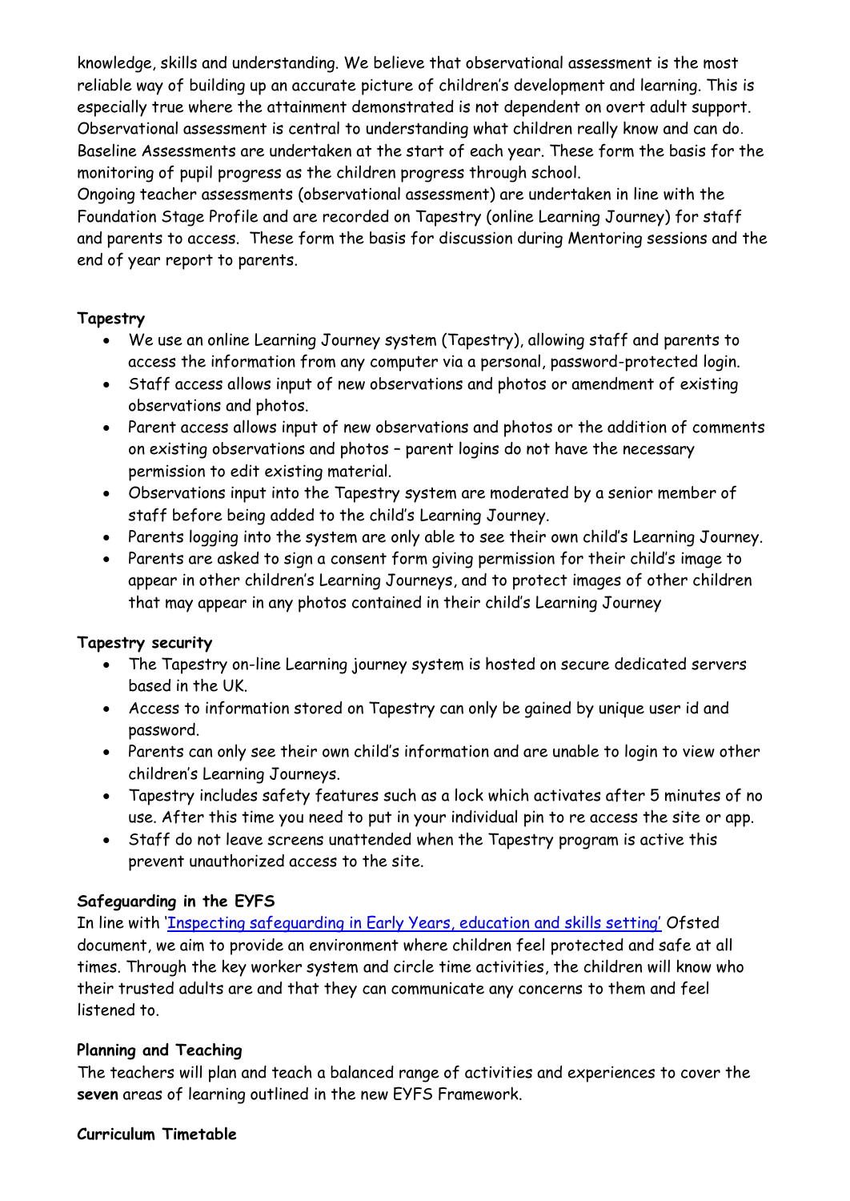knowledge, skills and understanding. We believe that observational assessment is the most reliable way of building up an accurate picture of children's development and learning. This is especially true where the attainment demonstrated is not dependent on overt adult support. Observational assessment is central to understanding what children really know and can do. Baseline Assessments are undertaken at the start of each year. These form the basis for the monitoring of pupil progress as the children progress through school.
Ongoing teacher assessments (observational assessment) are undertaken in line with the Foundation Stage Profile and are recorded on Tapestry (online Learning Journey) for staff and parents to access. These form the basis for discussion during Mentoring sessions and the end of year report to parents.

**Tapestry**

- We use an online Learning Journey system (Tapestry), allowing staff and parents to access the information from any computer via a personal, password-protected login.
- Staff access allows input of new observations and photos or amendment of existing observations and photos.
- Parent access allows input of new observations and photos or the addition of comments on existing observations and photos – parent logins do not have the necessary permission to edit existing material.
- Observations input into the Tapestry system are moderated by a senior member of staff before being added to the child's Learning Journey.
- Parents logging into the system are only able to see their own child's Learning Journey.
- Parents are asked to sign a consent form giving permission for their child's image to appear in other children's Learning Journeys, and to protect images of other children that may appear in any photos contained in their child's Learning Journey

**Tapestry security**

- The Tapestry on-line Learning journey system is hosted on secure dedicated servers based in the UK.
- Access to information stored on Tapestry can only be gained by unique user id and password.
- Parents can only see their own child's information and are unable to login to view other children's Learning Journeys.
- Tapestry includes safety features such as a lock which activates after 5 minutes of no use. After this time you need to put in your individual pin to re access the site or app.
- Staff do not leave screens unattended when the Tapestry program is active this prevent unauthorized access to the site.

**Safeguarding in the EYFS**

In line with 'Inspecting safeguarding in Early Years, education and skills setting' Ofsted document, we aim to provide an environment where children feel protected and safe at all times. Through the key worker system and circle time activities, the children will know who their trusted adults are and that they can communicate any concerns to them and feel listened to.

**Planning and Teaching**

The teachers will plan and teach a balanced range of activities and experiences to cover the **seven** areas of learning outlined in the new EYFS Framework.

**Curriculum Timetable**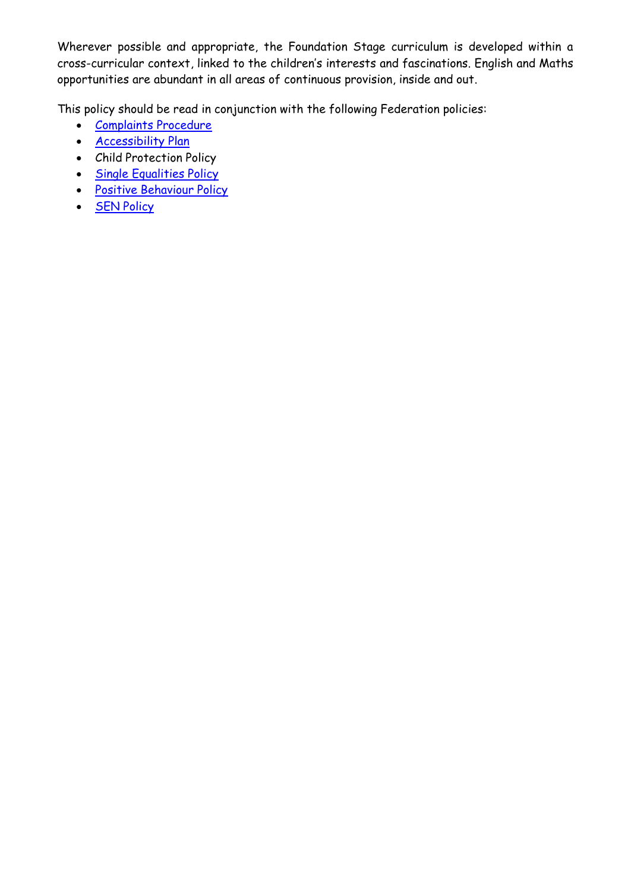Wherever possible and appropriate, the Foundation Stage curriculum is developed within a cross-curricular context, linked to the children's interests and fascinations. English and Maths opportunities are abundant in all areas of continuous provision, inside and out.

This policy should be read in conjunction with the following Federation policies:

- Complaints Procedure
- Accessibility Plan
- Child Protection Policy
- Single Equalities Policy
- Positive Behaviour Policy
- SEN Policy